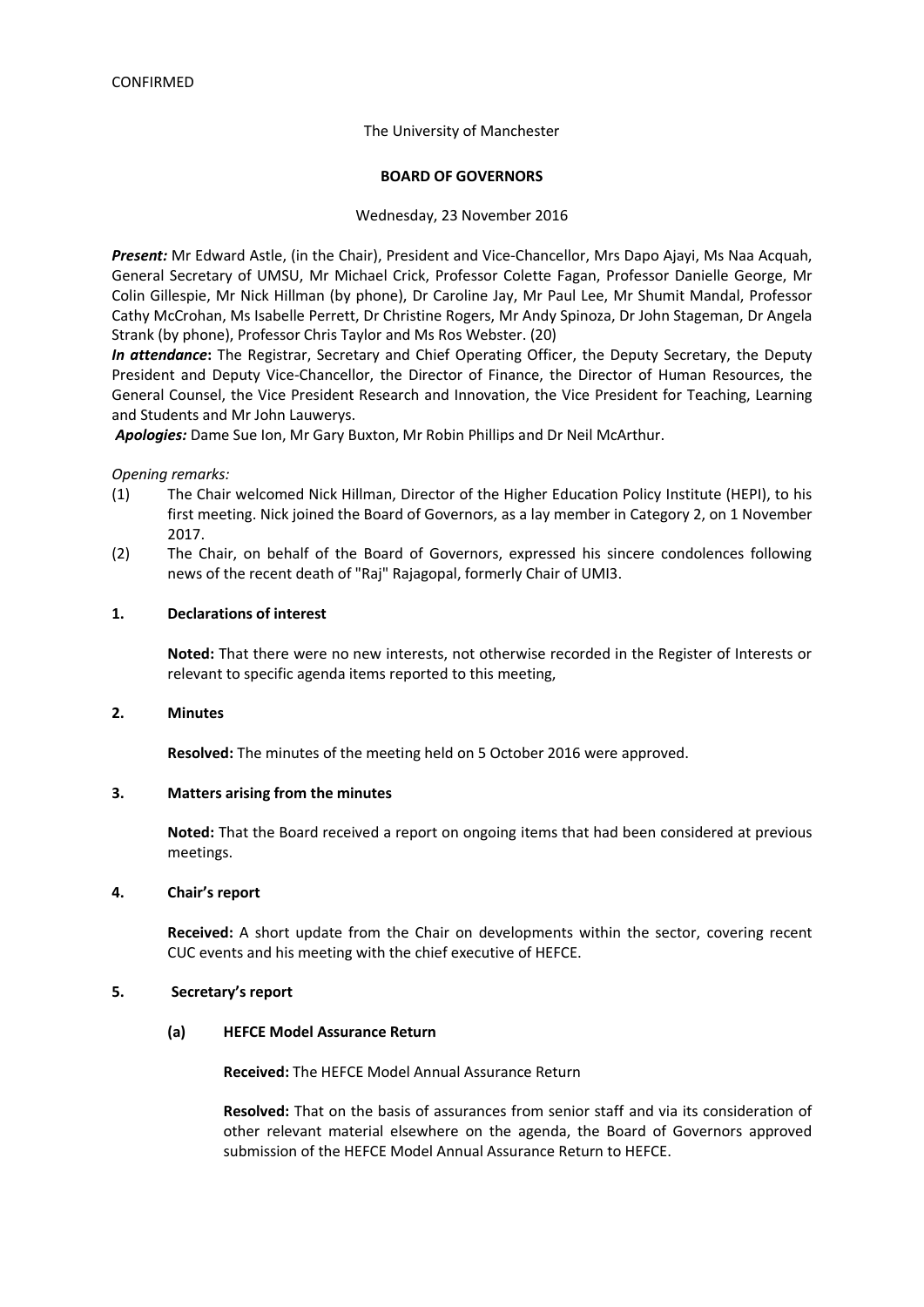CONFIRMED

The University of Manchester

**BOARD OF GOVERNORS**

Wednesday, 23 November 2016

***Present:*** Mr Edward Astle, (in the Chair), President and Vice-Chancellor, Mrs Dapo Ajayi, Ms Naa Acquah, General Secretary of UMSU, Mr Michael Crick, Professor Colette Fagan, Professor Danielle George, Mr Colin Gillespie, Mr Nick Hillman (by phone), Dr Caroline Jay, Mr Paul Lee, Mr Shumit Mandal, Professor Cathy McCrohan, Ms Isabelle Perrett, Dr Christine Rogers, Mr Andy Spinoza, Dr John Stageman, Dr Angela Strank (by phone), Professor Chris Taylor and Ms Ros Webster. (20)

***In attendance*:** The Registrar, Secretary and Chief Operating Officer, the Deputy Secretary, the Deputy President and Deputy Vice-Chancellor, the Director of Finance, the Director of Human Resources, the General Counsel, the Vice President Research and Innovation, the Vice President for Teaching, Learning and Students and Mr John Lauwerys.

***Apologies:*** Dame Sue Ion, Mr Gary Buxton, Mr Robin Phillips and Dr Neil McArthur.

*Opening remarks:*

(1) The Chair welcomed Nick Hillman, Director of the Higher Education Policy Institute (HEPI), to his first meeting. Nick joined the Board of Governors, as a lay member in Category 2, on 1 November 2017.

(2) The Chair, on behalf of the Board of Governors, expressed his sincere condolences following news of the recent death of "Raj" Rajagopal, formerly Chair of UMI3.

## 1. Declarations of interest

**Noted:** That there were no new interests, not otherwise recorded in the Register of Interests or relevant to specific agenda items reported to this meeting,

## 2. Minutes

**Resolved:** The minutes of the meeting held on 5 October 2016 were approved.

## 3. Matters arising from the minutes

**Noted:** That the Board received a report on ongoing items that had been considered at previous meetings.

## 4. Chair's report

**Received:** A short update from the Chair on developments within the sector, covering recent CUC events and his meeting with the chief executive of HEFCE.

## 5. Secretary's report

### (a) HEFCE Model Assurance Return

**Received:** The HEFCE Model Annual Assurance Return

**Resolved:** That on the basis of assurances from senior staff and via its consideration of other relevant material elsewhere on the agenda, the Board of Governors approved submission of the HEFCE Model Annual Assurance Return to HEFCE.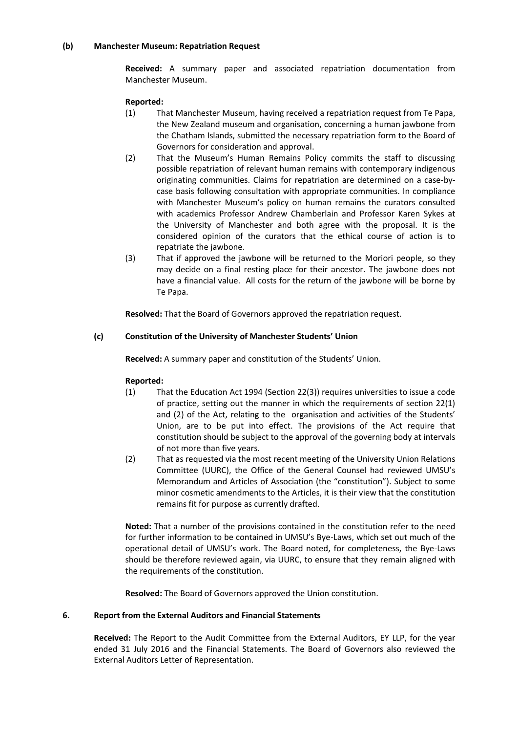### (b) Manchester Museum: Repatriation Request

**Received:** A summary paper and associated repatriation documentation from Manchester Museum.

**Reported:**

(1) That Manchester Museum, having received a repatriation request from Te Papa, the New Zealand museum and organisation, concerning a human jawbone from the Chatham Islands, submitted the necessary repatriation form to the Board of Governors for consideration and approval.

(2) That the Museum's Human Remains Policy commits the staff to discussing possible repatriation of relevant human remains with contemporary indigenous originating communities. Claims for repatriation are determined on a case-by-case basis following consultation with appropriate communities. In compliance with Manchester Museum's policy on human remains the curators consulted with academics Professor Andrew Chamberlain and Professor Karen Sykes at the University of Manchester and both agree with the proposal. It is the considered opinion of the curators that the ethical course of action is to repatriate the jawbone.

(3) That if approved the jawbone will be returned to the Moriori people, so they may decide on a final resting place for their ancestor. The jawbone does not have a financial value. All costs for the return of the jawbone will be borne by Te Papa.

**Resolved:** That the Board of Governors approved the repatriation request.

### (c) Constitution of the University of Manchester Students' Union

**Received:** A summary paper and constitution of the Students' Union.

**Reported:**

(1) That the Education Act 1994 (Section 22(3)) requires universities to issue a code of practice, setting out the manner in which the requirements of section 22(1) and (2) of the Act, relating to the organisation and activities of the Students' Union, are to be put into effect. The provisions of the Act require that constitution should be subject to the approval of the governing body at intervals of not more than five years.

(2) That as requested via the most recent meeting of the University Union Relations Committee (UURC), the Office of the General Counsel had reviewed UMSU's Memorandum and Articles of Association (the "constitution"). Subject to some minor cosmetic amendments to the Articles, it is their view that the constitution remains fit for purpose as currently drafted.

**Noted:** That a number of the provisions contained in the constitution refer to the need for further information to be contained in UMSU's Bye-Laws, which set out much of the operational detail of UMSU's work. The Board noted, for completeness, the Bye-Laws should be therefore reviewed again, via UURC, to ensure that they remain aligned with the requirements of the constitution.

**Resolved:** The Board of Governors approved the Union constitution.

## 6. Report from the External Auditors and Financial Statements

**Received:** The Report to the Audit Committee from the External Auditors, EY LLP, for the year ended 31 July 2016 and the Financial Statements. The Board of Governors also reviewed the External Auditors Letter of Representation.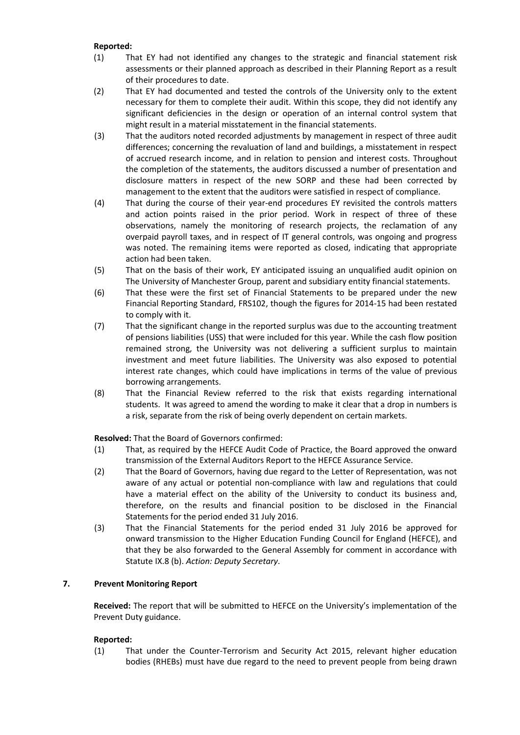**Reported:**

(1) That EY had not identified any changes to the strategic and financial statement risk assessments or their planned approach as described in their Planning Report as a result of their procedures to date.

(2) That EY had documented and tested the controls of the University only to the extent necessary for them to complete their audit. Within this scope, they did not identify any significant deficiencies in the design or operation of an internal control system that might result in a material misstatement in the financial statements.

(3) That the auditors noted recorded adjustments by management in respect of three audit differences; concerning the revaluation of land and buildings, a misstatement in respect of accrued research income, and in relation to pension and interest costs. Throughout the completion of the statements, the auditors discussed a number of presentation and disclosure matters in respect of the new SORP and these had been corrected by management to the extent that the auditors were satisfied in respect of compliance.

(4) That during the course of their year-end procedures EY revisited the controls matters and action points raised in the prior period. Work in respect of three of these observations, namely the monitoring of research projects, the reclamation of any overpaid payroll taxes, and in respect of IT general controls, was ongoing and progress was noted. The remaining items were reported as closed, indicating that appropriate action had been taken.

(5) That on the basis of their work, EY anticipated issuing an unqualified audit opinion on The University of Manchester Group, parent and subsidiary entity financial statements.

(6) That these were the first set of Financial Statements to be prepared under the new Financial Reporting Standard, FRS102, though the figures for 2014-15 had been restated to comply with it.

(7) That the significant change in the reported surplus was due to the accounting treatment of pensions liabilities (USS) that were included for this year. While the cash flow position remained strong, the University was not delivering a sufficient surplus to maintain investment and meet future liabilities. The University was also exposed to potential interest rate changes, which could have implications in terms of the value of previous borrowing arrangements.

(8) That the Financial Review referred to the risk that exists regarding international students. It was agreed to amend the wording to make it clear that a drop in numbers is a risk, separate from the risk of being overly dependent on certain markets.

**Resolved:** That the Board of Governors confirmed:

(1) That, as required by the HEFCE Audit Code of Practice, the Board approved the onward transmission of the External Auditors Report to the HEFCE Assurance Service.

(2) That the Board of Governors, having due regard to the Letter of Representation, was not aware of any actual or potential non-compliance with law and regulations that could have a material effect on the ability of the University to conduct its business and, therefore, on the results and financial position to be disclosed in the Financial Statements for the period ended 31 July 2016.

(3) That the Financial Statements for the period ended 31 July 2016 be approved for onward transmission to the Higher Education Funding Council for England (HEFCE), and that they be also forwarded to the General Assembly for comment in accordance with Statute IX.8 (b). *Action: Deputy Secretary*.

## 7. Prevent Monitoring Report

**Received:** The report that will be submitted to HEFCE on the University's implementation of the Prevent Duty guidance.

**Reported:**

(1) That under the Counter-Terrorism and Security Act 2015, relevant higher education bodies (RHEBs) must have due regard to the need to prevent people from being drawn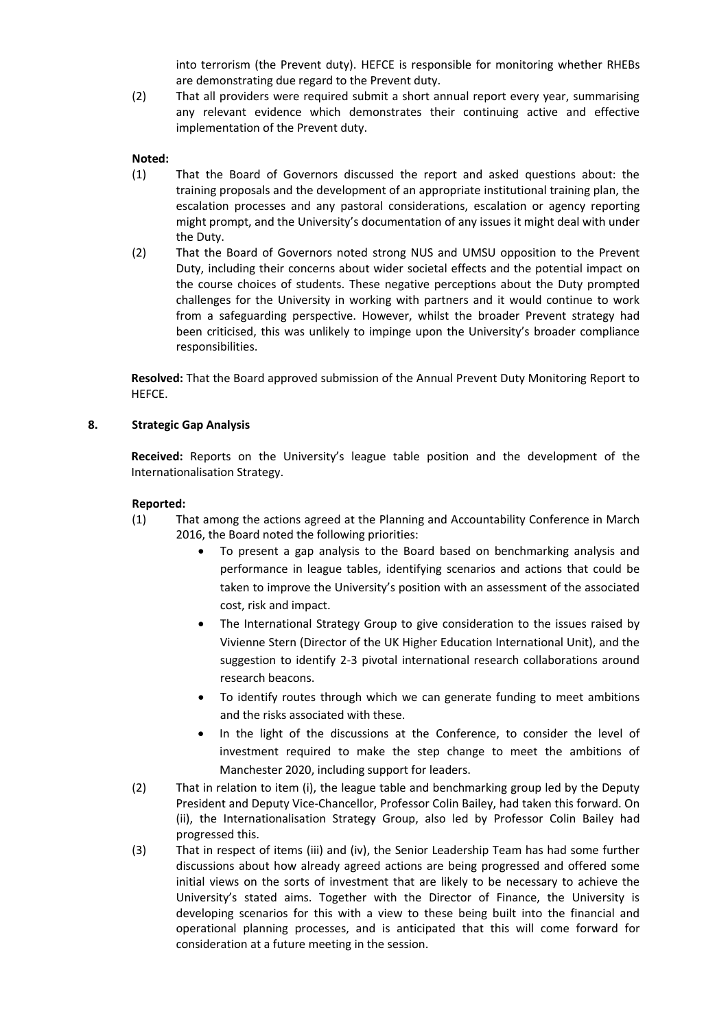into terrorism (the Prevent duty). HEFCE is responsible for monitoring whether RHEBs are demonstrating due regard to the Prevent duty.

(2) That all providers were required submit a short annual report every year, summarising any relevant evidence which demonstrates their continuing active and effective implementation of the Prevent duty.

**Noted:**

(1) That the Board of Governors discussed the report and asked questions about: the training proposals and the development of an appropriate institutional training plan, the escalation processes and any pastoral considerations, escalation or agency reporting might prompt, and the University's documentation of any issues it might deal with under the Duty.

(2) That the Board of Governors noted strong NUS and UMSU opposition to the Prevent Duty, including their concerns about wider societal effects and the potential impact on the course choices of students. These negative perceptions about the Duty prompted challenges for the University in working with partners and it would continue to work from a safeguarding perspective. However, whilst the broader Prevent strategy had been criticised, this was unlikely to impinge upon the University's broader compliance responsibilities.

**Resolved:** That the Board approved submission of the Annual Prevent Duty Monitoring Report to HEFCE.

## 8. Strategic Gap Analysis

**Received:** Reports on the University's league table position and the development of the Internationalisation Strategy.

**Reported:**

(1) That among the actions agreed at the Planning and Accountability Conference in March 2016, the Board noted the following priorities:

- To present a gap analysis to the Board based on benchmarking analysis and performance in league tables, identifying scenarios and actions that could be taken to improve the University's position with an assessment of the associated cost, risk and impact.
- The International Strategy Group to give consideration to the issues raised by Vivienne Stern (Director of the UK Higher Education International Unit), and the suggestion to identify 2-3 pivotal international research collaborations around research beacons.
- To identify routes through which we can generate funding to meet ambitions and the risks associated with these.
- In the light of the discussions at the Conference, to consider the level of investment required to make the step change to meet the ambitions of Manchester 2020, including support for leaders.

(2) That in relation to item (i), the league table and benchmarking group led by the Deputy President and Deputy Vice-Chancellor, Professor Colin Bailey, had taken this forward. On (ii), the Internationalisation Strategy Group, also led by Professor Colin Bailey had progressed this.

(3) That in respect of items (iii) and (iv), the Senior Leadership Team has had some further discussions about how already agreed actions are being progressed and offered some initial views on the sorts of investment that are likely to be necessary to achieve the University's stated aims. Together with the Director of Finance, the University is developing scenarios for this with a view to these being built into the financial and operational planning processes, and is anticipated that this will come forward for consideration at a future meeting in the session.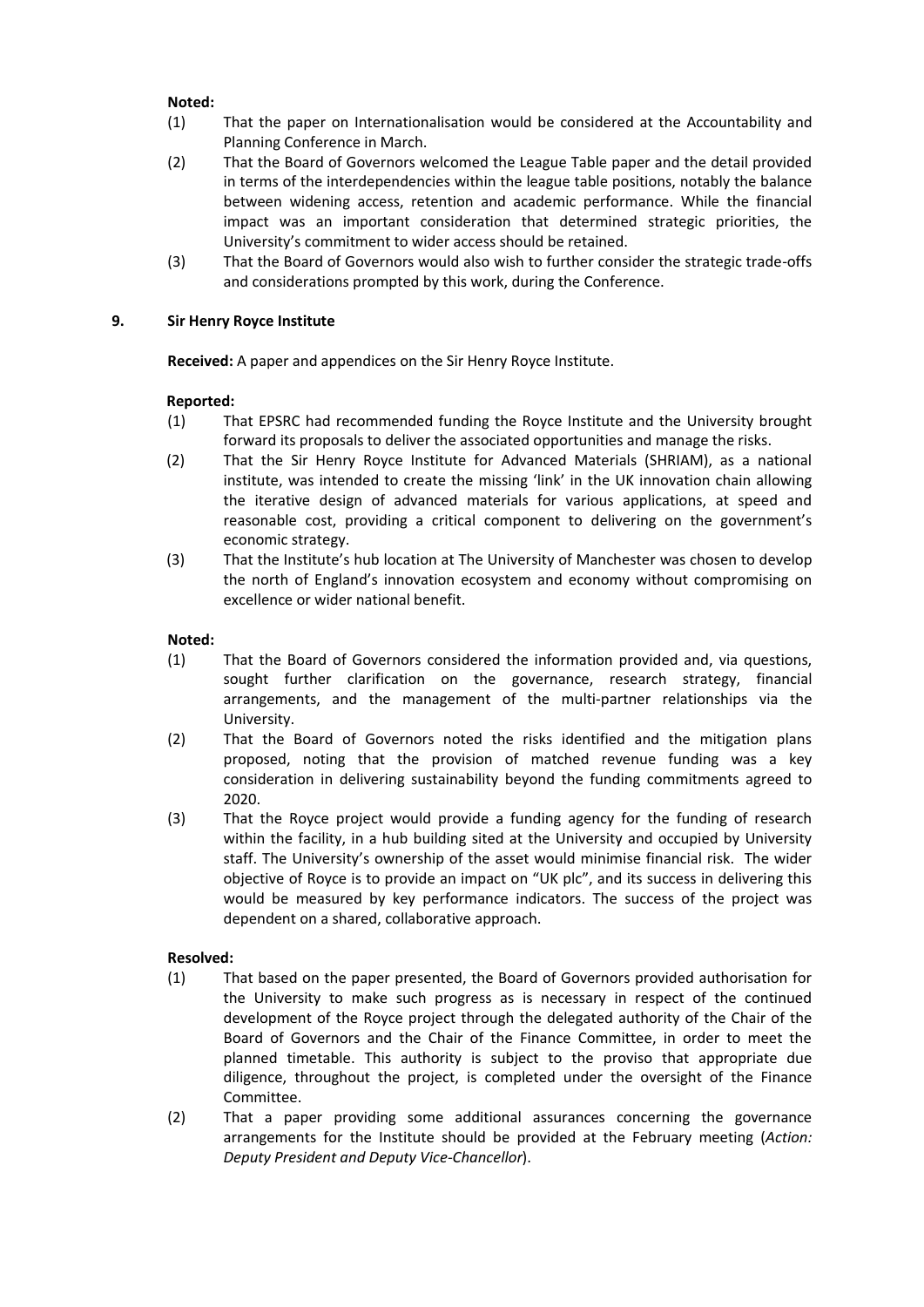**Noted:**

(1) That the paper on Internationalisation would be considered at the Accountability and Planning Conference in March.

(2) That the Board of Governors welcomed the League Table paper and the detail provided in terms of the interdependencies within the league table positions, notably the balance between widening access, retention and academic performance. While the financial impact was an important consideration that determined strategic priorities, the University's commitment to wider access should be retained.

(3) That the Board of Governors would also wish to further consider the strategic trade-offs and considerations prompted by this work, during the Conference.

## 9. Sir Henry Royce Institute

**Received:** A paper and appendices on the Sir Henry Royce Institute.

**Reported:**

(1) That EPSRC had recommended funding the Royce Institute and the University brought forward its proposals to deliver the associated opportunities and manage the risks.

(2) That the Sir Henry Royce Institute for Advanced Materials (SHRIAM), as a national institute, was intended to create the missing 'link' in the UK innovation chain allowing the iterative design of advanced materials for various applications, at speed and reasonable cost, providing a critical component to delivering on the government's economic strategy.

(3) That the Institute's hub location at The University of Manchester was chosen to develop the north of England's innovation ecosystem and economy without compromising on excellence or wider national benefit.

**Noted:**

(1) That the Board of Governors considered the information provided and, via questions, sought further clarification on the governance, research strategy, financial arrangements, and the management of the multi-partner relationships via the University.

(2) That the Board of Governors noted the risks identified and the mitigation plans proposed, noting that the provision of matched revenue funding was a key consideration in delivering sustainability beyond the funding commitments agreed to 2020.

(3) That the Royce project would provide a funding agency for the funding of research within the facility, in a hub building sited at the University and occupied by University staff. The University's ownership of the asset would minimise financial risk. The wider objective of Royce is to provide an impact on "UK plc", and its success in delivering this would be measured by key performance indicators. The success of the project was dependent on a shared, collaborative approach.

**Resolved:**

(1) That based on the paper presented, the Board of Governors provided authorisation for the University to make such progress as is necessary in respect of the continued development of the Royce project through the delegated authority of the Chair of the Board of Governors and the Chair of the Finance Committee, in order to meet the planned timetable. This authority is subject to the proviso that appropriate due diligence, throughout the project, is completed under the oversight of the Finance Committee.

(2) That a paper providing some additional assurances concerning the governance arrangements for the Institute should be provided at the February meeting (*Action: Deputy President and Deputy Vice-Chancellor*).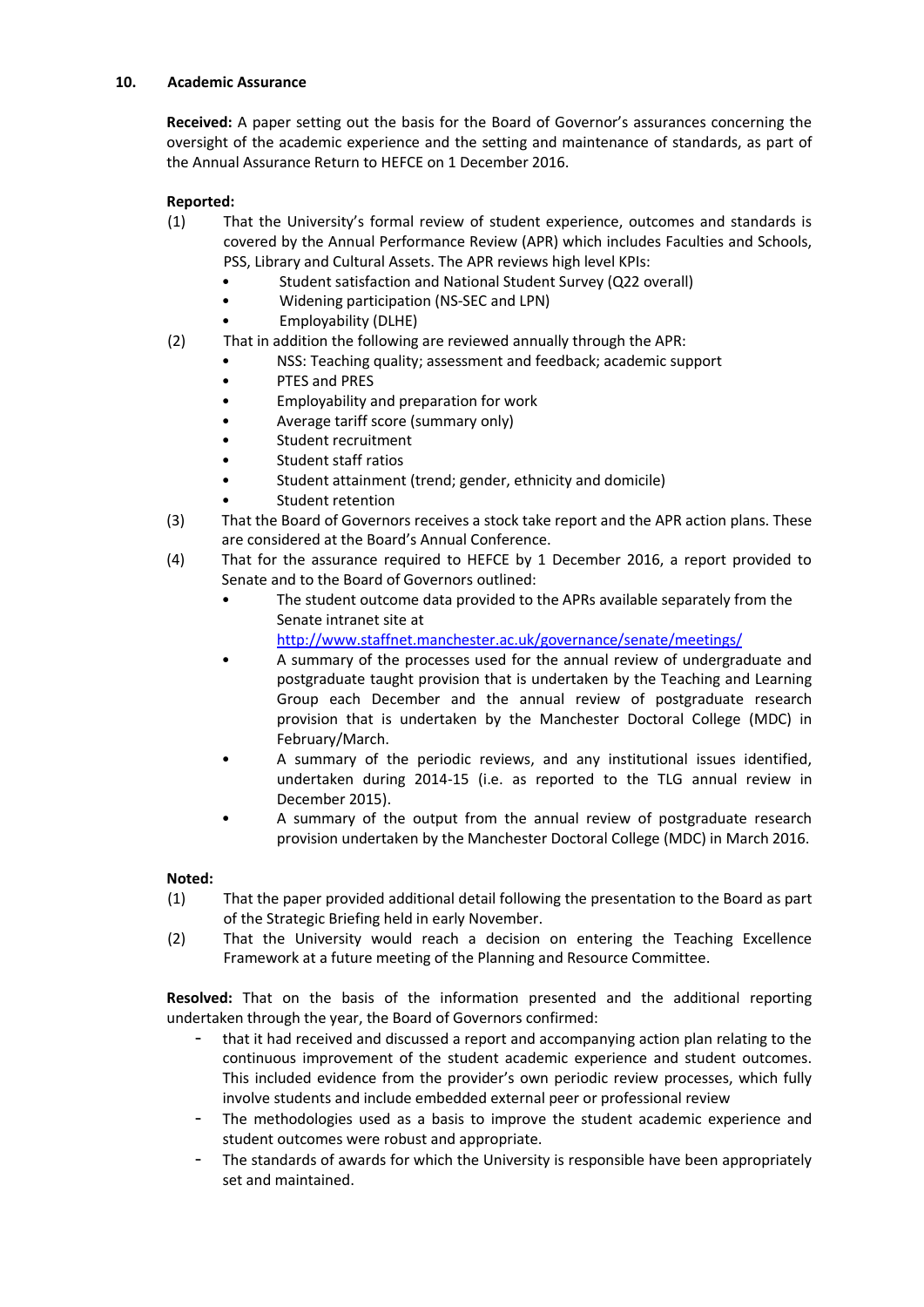## 10. Academic Assurance

**Received:** A paper setting out the basis for the Board of Governor's assurances concerning the oversight of the academic experience and the setting and maintenance of standards, as part of the Annual Assurance Return to HEFCE on 1 December 2016.

**Reported:**

(1) That the University's formal review of student experience, outcomes and standards is covered by the Annual Performance Review (APR) which includes Faculties and Schools, PSS, Library and Cultural Assets. The APR reviews high level KPIs:
- Student satisfaction and National Student Survey (Q22 overall)
- Widening participation (NS-SEC and LPN)
- Employability (DLHE)

(2) That in addition the following are reviewed annually through the APR:
- NSS: Teaching quality; assessment and feedback; academic support
- PTES and PRES
- Employability and preparation for work
- Average tariff score (summary only)
- Student recruitment
- Student staff ratios
- Student attainment (trend; gender, ethnicity and domicile)
- Student retention

(3) That the Board of Governors receives a stock take report and the APR action plans. These are considered at the Board's Annual Conference.

(4) That for the assurance required to HEFCE by 1 December 2016, a report provided to Senate and to the Board of Governors outlined:
- The student outcome data provided to the APRs available separately from the Senate intranet site at http://www.staffnet.manchester.ac.uk/governance/senate/meetings/
- A summary of the processes used for the annual review of undergraduate and postgraduate taught provision that is undertaken by the Teaching and Learning Group each December and the annual review of postgraduate research provision that is undertaken by the Manchester Doctoral College (MDC) in February/March.
- A summary of the periodic reviews, and any institutional issues identified, undertaken during 2014-15 (i.e. as reported to the TLG annual review in December 2015).
- A summary of the output from the annual review of postgraduate research provision undertaken by the Manchester Doctoral College (MDC) in March 2016.

**Noted:**

(1) That the paper provided additional detail following the presentation to the Board as part of the Strategic Briefing held in early November.

(2) That the University would reach a decision on entering the Teaching Excellence Framework at a future meeting of the Planning and Resource Committee.

**Resolved:** That on the basis of the information presented and the additional reporting undertaken through the year, the Board of Governors confirmed:

- that it had received and discussed a report and accompanying action plan relating to the continuous improvement of the student academic experience and student outcomes. This included evidence from the provider's own periodic review processes, which fully involve students and include embedded external peer or professional review
- The methodologies used as a basis to improve the student academic experience and student outcomes were robust and appropriate.
- The standards of awards for which the University is responsible have been appropriately set and maintained.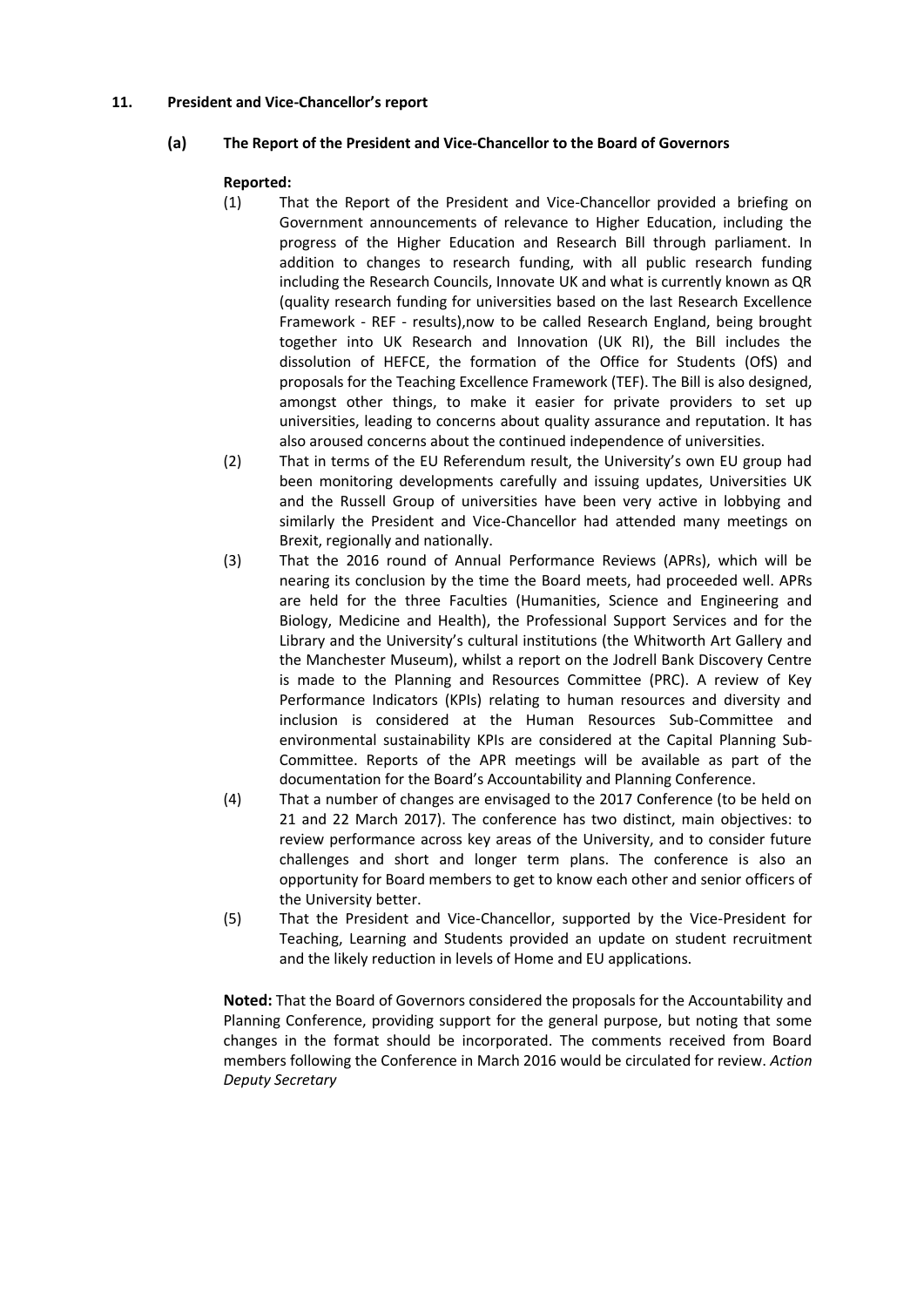## 11. President and Vice-Chancellor's report

### (a) The Report of the President and Vice-Chancellor to the Board of Governors

**Reported:**

(1) That the Report of the President and Vice-Chancellor provided a briefing on Government announcements of relevance to Higher Education, including the progress of the Higher Education and Research Bill through parliament. In addition to changes to research funding, with all public research funding including the Research Councils, Innovate UK and what is currently known as QR (quality research funding for universities based on the last Research Excellence Framework - REF - results),now to be called Research England, being brought together into UK Research and Innovation (UK RI), the Bill includes the dissolution of HEFCE, the formation of the Office for Students (OfS) and proposals for the Teaching Excellence Framework (TEF). The Bill is also designed, amongst other things, to make it easier for private providers to set up universities, leading to concerns about quality assurance and reputation. It has also aroused concerns about the continued independence of universities.

(2) That in terms of the EU Referendum result, the University's own EU group had been monitoring developments carefully and issuing updates, Universities UK and the Russell Group of universities have been very active in lobbying and similarly the President and Vice-Chancellor had attended many meetings on Brexit, regionally and nationally.

(3) That the 2016 round of Annual Performance Reviews (APRs), which will be nearing its conclusion by the time the Board meets, had proceeded well. APRs are held for the three Faculties (Humanities, Science and Engineering and Biology, Medicine and Health), the Professional Support Services and for the Library and the University's cultural institutions (the Whitworth Art Gallery and the Manchester Museum), whilst a report on the Jodrell Bank Discovery Centre is made to the Planning and Resources Committee (PRC). A review of Key Performance Indicators (KPIs) relating to human resources and diversity and inclusion is considered at the Human Resources Sub-Committee and environmental sustainability KPIs are considered at the Capital Planning Sub-Committee. Reports of the APR meetings will be available as part of the documentation for the Board's Accountability and Planning Conference.

(4) That a number of changes are envisaged to the 2017 Conference (to be held on 21 and 22 March 2017). The conference has two distinct, main objectives: to review performance across key areas of the University, and to consider future challenges and short and longer term plans. The conference is also an opportunity for Board members to get to know each other and senior officers of the University better.

(5) That the President and Vice-Chancellor, supported by the Vice-President for Teaching, Learning and Students provided an update on student recruitment and the likely reduction in levels of Home and EU applications.

**Noted:** That the Board of Governors considered the proposals for the Accountability and Planning Conference, providing support for the general purpose, but noting that some changes in the format should be incorporated. The comments received from Board members following the Conference in March 2016 would be circulated for review. *Action Deputy Secretary*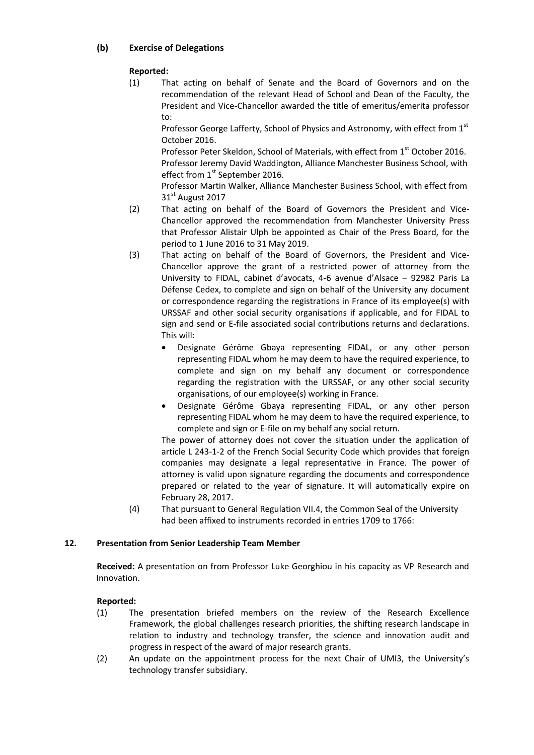### (b) Exercise of Delegations

**Reported:**

(1) That acting on behalf of Senate and the Board of Governors and on the recommendation of the relevant Head of School and Dean of the Faculty, the President and Vice-Chancellor awarded the title of emeritus/emerita professor to:

Professor George Lafferty, School of Physics and Astronomy, with effect from 1st October 2016.

Professor Peter Skeldon, School of Materials, with effect from 1st October 2016.

Professor Jeremy David Waddington, Alliance Manchester Business School, with effect from 1st September 2016.

Professor Martin Walker, Alliance Manchester Business School, with effect from 31st August 2017

(2) That acting on behalf of the Board of Governors the President and Vice-Chancellor approved the recommendation from Manchester University Press that Professor Alistair Ulph be appointed as Chair of the Press Board, for the period to 1 June 2016 to 31 May 2019.

(3) That acting on behalf of the Board of Governors, the President and Vice-Chancellor approve the grant of a restricted power of attorney from the University to FIDAL, cabinet d'avocats, 4-6 avenue d'Alsace – 92982 Paris La Défense Cedex, to complete and sign on behalf of the University any document or correspondence regarding the registrations in France of its employee(s) with URSSAF and other social security organisations if applicable, and for FIDAL to sign and send or E-file associated social contributions returns and declarations. This will:

- Designate Gérôme Gbaya representing FIDAL, or any other person representing FIDAL whom he may deem to have the required experience, to complete and sign on my behalf any document or correspondence regarding the registration with the URSSAF, or any other social security organisations, of our employee(s) working in France.
- Designate Gérôme Gbaya representing FIDAL, or any other person representing FIDAL whom he may deem to have the required experience, to complete and sign or E-file on my behalf any social return.

The power of attorney does not cover the situation under the application of article L 243-1-2 of the French Social Security Code which provides that foreign companies may designate a legal representative in France. The power of attorney is valid upon signature regarding the documents and correspondence prepared or related to the year of signature. It will automatically expire on February 28, 2017.

(4) That pursuant to General Regulation VII.4, the Common Seal of the University had been affixed to instruments recorded in entries 1709 to 1766:

## 12. Presentation from Senior Leadership Team Member

**Received:** A presentation on from Professor Luke Georghiou in his capacity as VP Research and Innovation.

**Reported:**

(1) The presentation briefed members on the review of the Research Excellence Framework, the global challenges research priorities, the shifting research landscape in relation to industry and technology transfer, the science and innovation audit and progress in respect of the award of major research grants.

(2) An update on the appointment process for the next Chair of UMI3, the University's technology transfer subsidiary.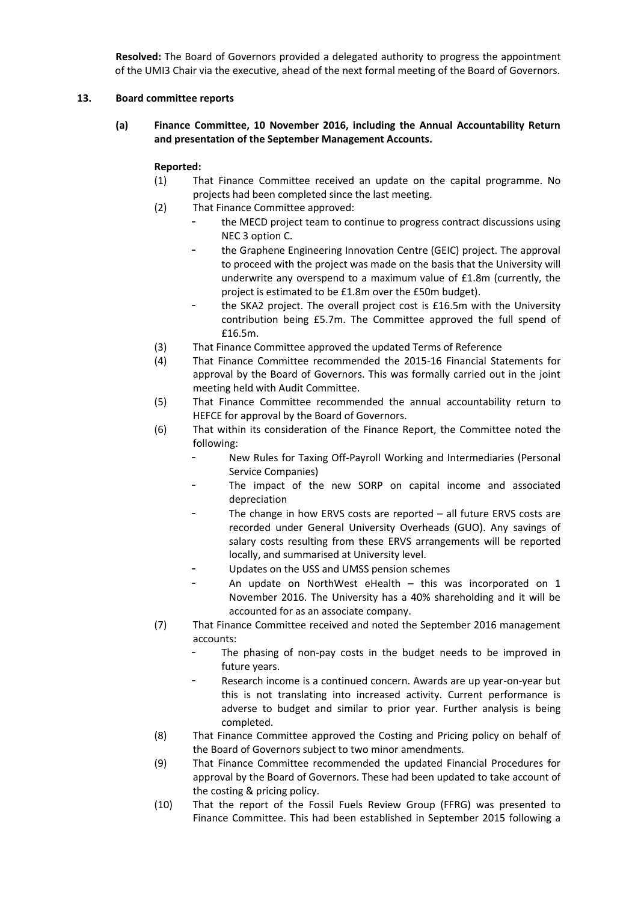**Resolved:** The Board of Governors provided a delegated authority to progress the appointment of the UMI3 Chair via the executive, ahead of the next formal meeting of the Board of Governors.

## 13. Board committee reports

### (a) Finance Committee, 10 November 2016, including the Annual Accountability Return and presentation of the September Management Accounts.

**Reported:**

(1) That Finance Committee received an update on the capital programme. No projects had been completed since the last meeting.

(2) That Finance Committee approved:

- the MECD project team to continue to progress contract discussions using NEC 3 option C.
- the Graphene Engineering Innovation Centre (GEIC) project. The approval to proceed with the project was made on the basis that the University will underwrite any overspend to a maximum value of £1.8m (currently, the project is estimated to be £1.8m over the £50m budget).
- the SKA2 project. The overall project cost is £16.5m with the University contribution being £5.7m. The Committee approved the full spend of £16.5m.

(3) That Finance Committee approved the updated Terms of Reference

(4) That Finance Committee recommended the 2015-16 Financial Statements for approval by the Board of Governors. This was formally carried out in the joint meeting held with Audit Committee.

(5) That Finance Committee recommended the annual accountability return to HEFCE for approval by the Board of Governors.

(6) That within its consideration of the Finance Report, the Committee noted the following:

- New Rules for Taxing Off-Payroll Working and Intermediaries (Personal Service Companies)
- The impact of the new SORP on capital income and associated depreciation
- The change in how ERVS costs are reported – all future ERVS costs are recorded under General University Overheads (GUO). Any savings of salary costs resulting from these ERVS arrangements will be reported locally, and summarised at University level.
- Updates on the USS and UMSS pension schemes
- An update on NorthWest eHealth – this was incorporated on 1 November 2016. The University has a 40% shareholding and it will be accounted for as an associate company.

(7) That Finance Committee received and noted the September 2016 management accounts:

- The phasing of non-pay costs in the budget needs to be improved in future years.
- Research income is a continued concern. Awards are up year-on-year but this is not translating into increased activity. Current performance is adverse to budget and similar to prior year. Further analysis is being completed.

(8) That Finance Committee approved the Costing and Pricing policy on behalf of the Board of Governors subject to two minor amendments.

(9) That Finance Committee recommended the updated Financial Procedures for approval by the Board of Governors. These had been updated to take account of the costing & pricing policy.

(10) That the report of the Fossil Fuels Review Group (FFRG) was presented to Finance Committee. This had been established in September 2015 following a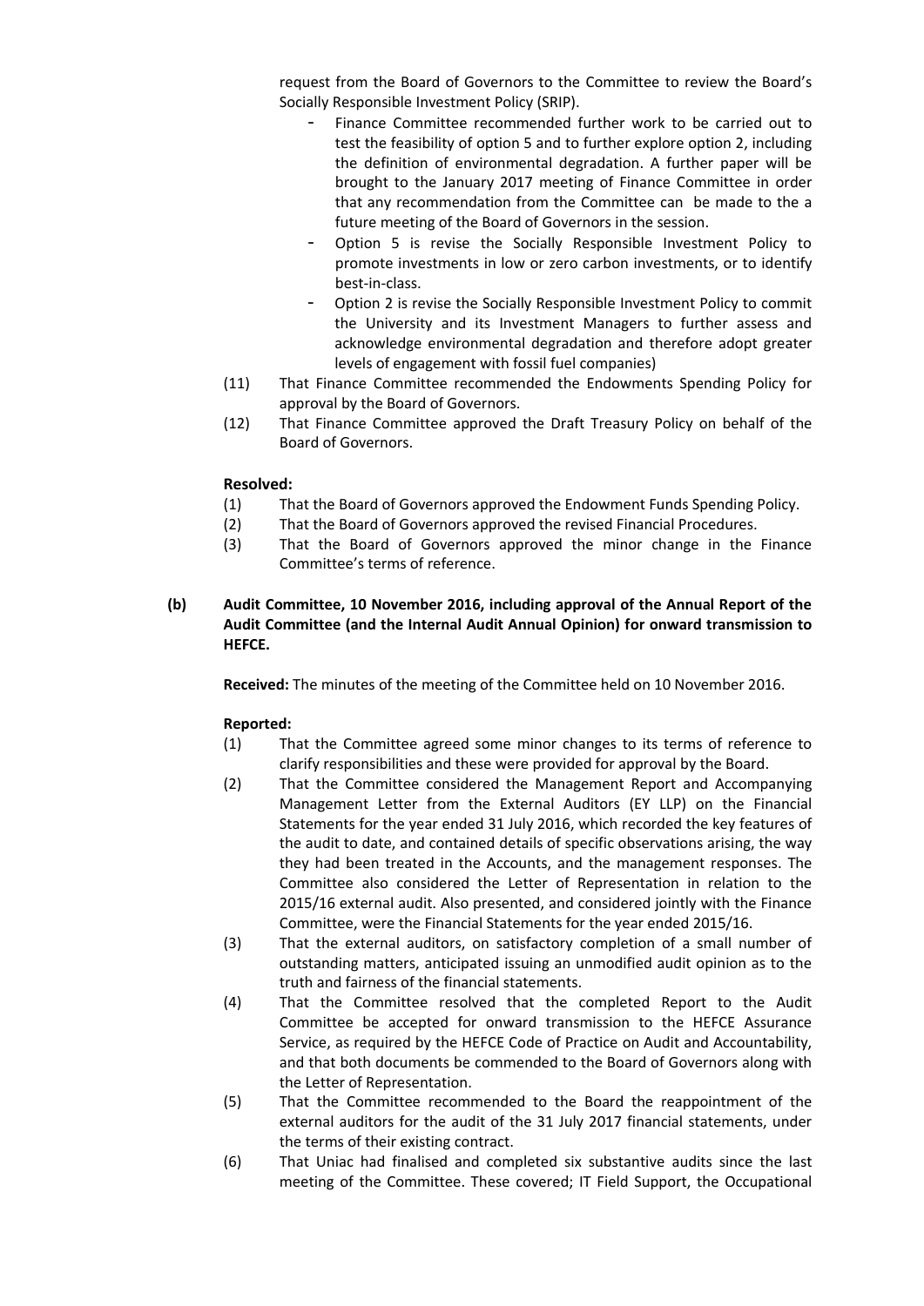request from the Board of Governors to the Committee to review the Board's Socially Responsible Investment Policy (SRIP).

- Finance Committee recommended further work to be carried out to test the feasibility of option 5 and to further explore option 2, including the definition of environmental degradation. A further paper will be brought to the January 2017 meeting of Finance Committee in order that any recommendation from the Committee can be made to the a future meeting of the Board of Governors in the session.
- Option 5 is revise the Socially Responsible Investment Policy to promote investments in low or zero carbon investments, or to identify best-in-class.
- Option 2 is revise the Socially Responsible Investment Policy to commit the University and its Investment Managers to further assess and acknowledge environmental degradation and therefore adopt greater levels of engagement with fossil fuel companies)

(11) That Finance Committee recommended the Endowments Spending Policy for approval by the Board of Governors.

(12) That Finance Committee approved the Draft Treasury Policy on behalf of the Board of Governors.

**Resolved:**

(1) That the Board of Governors approved the Endowment Funds Spending Policy.

(2) That the Board of Governors approved the revised Financial Procedures.

(3) That the Board of Governors approved the minor change in the Finance Committee's terms of reference.

**(b) Audit Committee, 10 November 2016, including approval of the Annual Report of the Audit Committee (and the Internal Audit Annual Opinion) for onward transmission to HEFCE.**

**Received:** The minutes of the meeting of the Committee held on 10 November 2016.

**Reported:**

(1) That the Committee agreed some minor changes to its terms of reference to clarify responsibilities and these were provided for approval by the Board.

(2) That the Committee considered the Management Report and Accompanying Management Letter from the External Auditors (EY LLP) on the Financial Statements for the year ended 31 July 2016, which recorded the key features of the audit to date, and contained details of specific observations arising, the way they had been treated in the Accounts, and the management responses. The Committee also considered the Letter of Representation in relation to the 2015/16 external audit. Also presented, and considered jointly with the Finance Committee, were the Financial Statements for the year ended 2015/16.

(3) That the external auditors, on satisfactory completion of a small number of outstanding matters, anticipated issuing an unmodified audit opinion as to the truth and fairness of the financial statements.

(4) That the Committee resolved that the completed Report to the Audit Committee be accepted for onward transmission to the HEFCE Assurance Service, as required by the HEFCE Code of Practice on Audit and Accountability, and that both documents be commended to the Board of Governors along with the Letter of Representation.

(5) That the Committee recommended to the Board the reappointment of the external auditors for the audit of the 31 July 2017 financial statements, under the terms of their existing contract.

(6) That Uniac had finalised and completed six substantive audits since the last meeting of the Committee. These covered; IT Field Support, the Occupational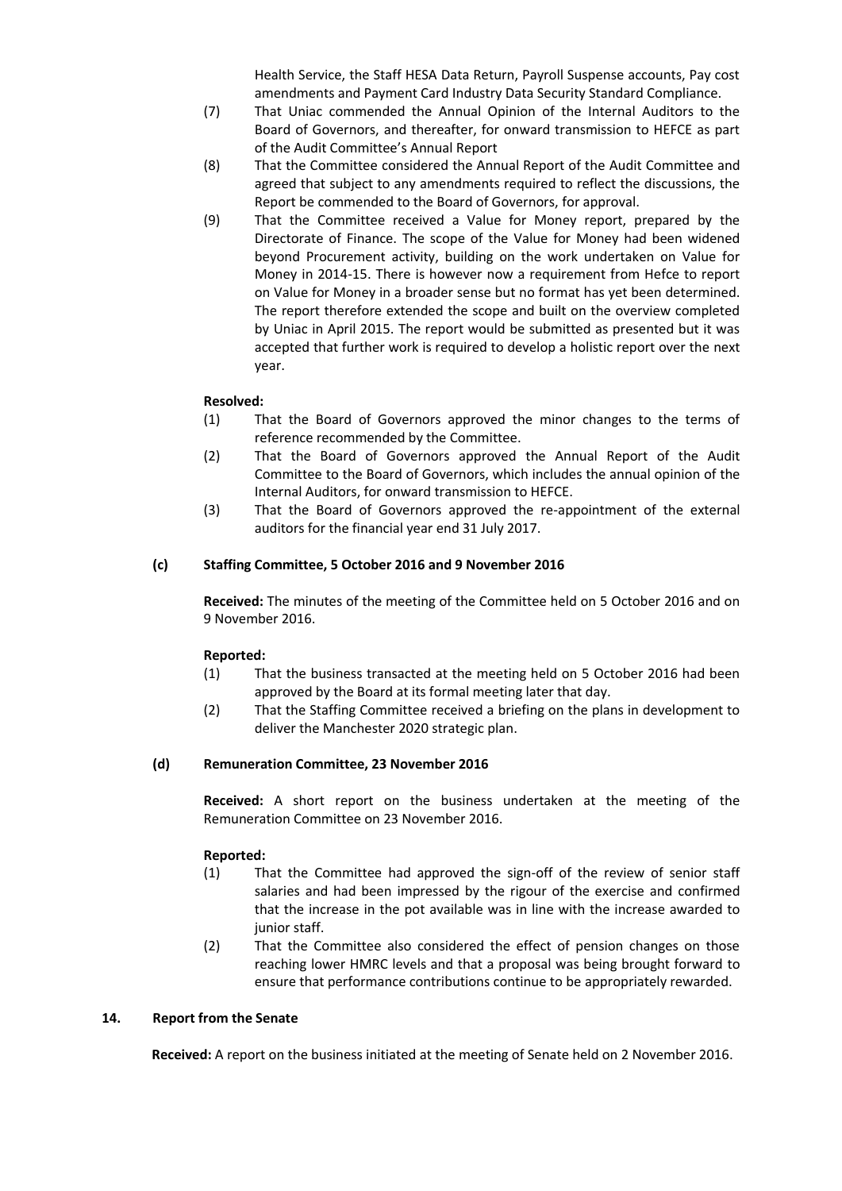Health Service, the Staff HESA Data Return, Payroll Suspense accounts, Pay cost amendments and Payment Card Industry Data Security Standard Compliance.

(7) That Uniac commended the Annual Opinion of the Internal Auditors to the Board of Governors, and thereafter, for onward transmission to HEFCE as part of the Audit Committee's Annual Report

(8) That the Committee considered the Annual Report of the Audit Committee and agreed that subject to any amendments required to reflect the discussions, the Report be commended to the Board of Governors, for approval.

(9) That the Committee received a Value for Money report, prepared by the Directorate of Finance. The scope of the Value for Money had been widened beyond Procurement activity, building on the work undertaken on Value for Money in 2014-15. There is however now a requirement from Hefce to report on Value for Money in a broader sense but no format has yet been determined. The report therefore extended the scope and built on the overview completed by Uniac in April 2015. The report would be submitted as presented but it was accepted that further work is required to develop a holistic report over the next year.

**Resolved:**

(1) That the Board of Governors approved the minor changes to the terms of reference recommended by the Committee.

(2) That the Board of Governors approved the Annual Report of the Audit Committee to the Board of Governors, which includes the annual opinion of the Internal Auditors, for onward transmission to HEFCE.

(3) That the Board of Governors approved the re-appointment of the external auditors for the financial year end 31 July 2017.

**(c) Staffing Committee, 5 October 2016 and 9 November 2016**

**Received:** The minutes of the meeting of the Committee held on 5 October 2016 and on 9 November 2016.

**Reported:**

(1) That the business transacted at the meeting held on 5 October 2016 had been approved by the Board at its formal meeting later that day.

(2) That the Staffing Committee received a briefing on the plans in development to deliver the Manchester 2020 strategic plan.

**(d) Remuneration Committee, 23 November 2016**

**Received:** A short report on the business undertaken at the meeting of the Remuneration Committee on 23 November 2016.

**Reported:**

(1) That the Committee had approved the sign-off of the review of senior staff salaries and had been impressed by the rigour of the exercise and confirmed that the increase in the pot available was in line with the increase awarded to junior staff.

(2) That the Committee also considered the effect of pension changes on those reaching lower HMRC levels and that a proposal was being brought forward to ensure that performance contributions continue to be appropriately rewarded.

## 14. Report from the Senate

**Received:** A report on the business initiated at the meeting of Senate held on 2 November 2016.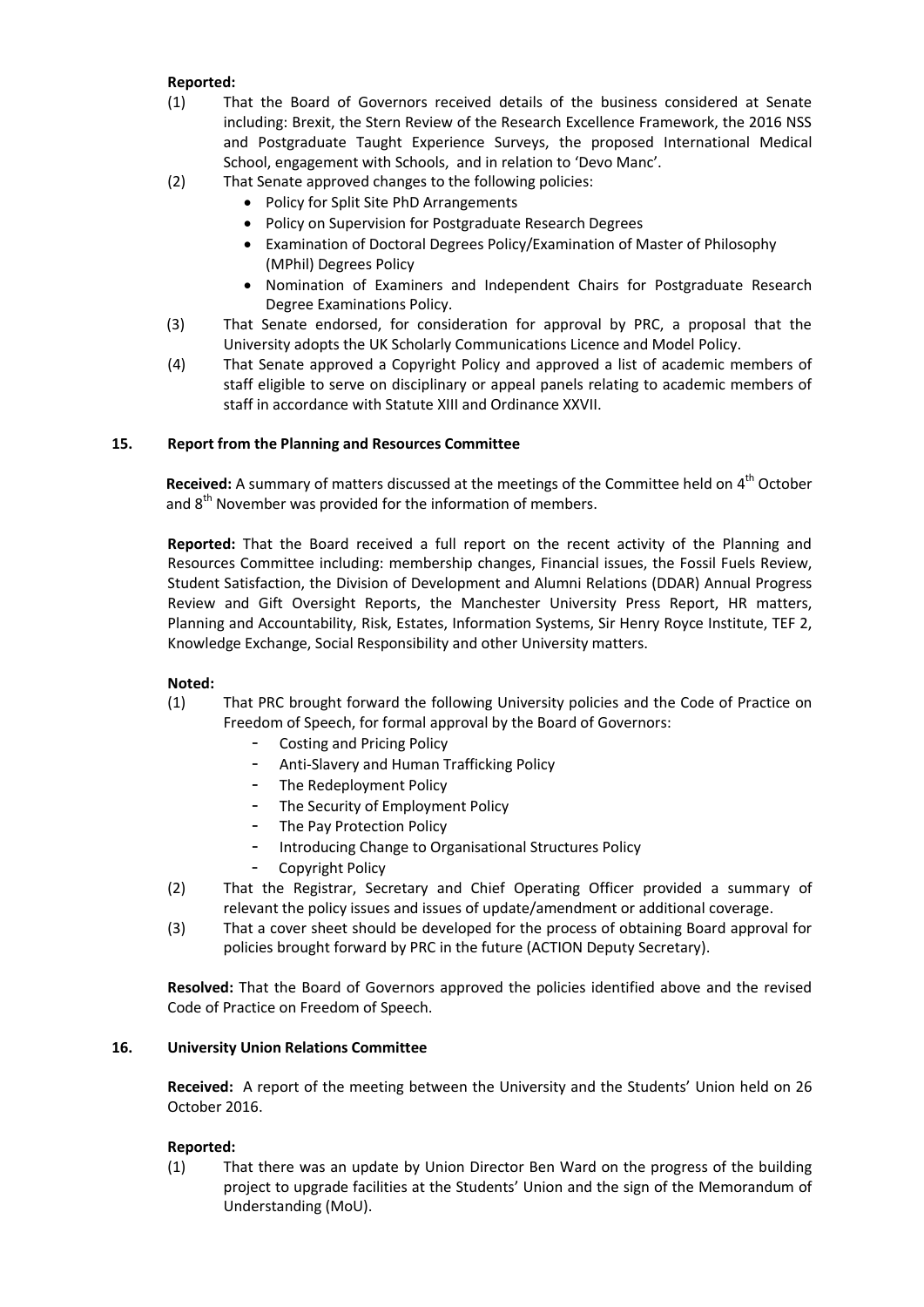**Reported:**

(1) That the Board of Governors received details of the business considered at Senate including: Brexit, the Stern Review of the Research Excellence Framework, the 2016 NSS and Postgraduate Taught Experience Surveys, the proposed International Medical School, engagement with Schools, and in relation to 'Devo Manc'.

(2) That Senate approved changes to the following policies:
- Policy for Split Site PhD Arrangements
- Policy on Supervision for Postgraduate Research Degrees
- Examination of Doctoral Degrees Policy/Examination of Master of Philosophy (MPhil) Degrees Policy
- Nomination of Examiners and Independent Chairs for Postgraduate Research Degree Examinations Policy.

(3) That Senate endorsed, for consideration for approval by PRC, a proposal that the University adopts the UK Scholarly Communications Licence and Model Policy.

(4) That Senate approved a Copyright Policy and approved a list of academic members of staff eligible to serve on disciplinary or appeal panels relating to academic members of staff in accordance with Statute XIII and Ordinance XXVII.

## 15. Report from the Planning and Resources Committee

**Received:** A summary of matters discussed at the meetings of the Committee held on 4th October and 8th November was provided for the information of members.

**Reported:** That the Board received a full report on the recent activity of the Planning and Resources Committee including: membership changes, Financial issues, the Fossil Fuels Review, Student Satisfaction, the Division of Development and Alumni Relations (DDAR) Annual Progress Review and Gift Oversight Reports, the Manchester University Press Report, HR matters, Planning and Accountability, Risk, Estates, Information Systems, Sir Henry Royce Institute, TEF 2, Knowledge Exchange, Social Responsibility and other University matters.

**Noted:**

(1) That PRC brought forward the following University policies and the Code of Practice on Freedom of Speech, for formal approval by the Board of Governors:
- Costing and Pricing Policy
- Anti-Slavery and Human Trafficking Policy
- The Redeployment Policy
- The Security of Employment Policy
- The Pay Protection Policy
- Introducing Change to Organisational Structures Policy
- Copyright Policy

(2) That the Registrar, Secretary and Chief Operating Officer provided a summary of relevant the policy issues and issues of update/amendment or additional coverage.

(3) That a cover sheet should be developed for the process of obtaining Board approval for policies brought forward by PRC in the future (ACTION Deputy Secretary).

**Resolved:** That the Board of Governors approved the policies identified above and the revised Code of Practice on Freedom of Speech.

## 16. University Union Relations Committee

**Received:** A report of the meeting between the University and the Students' Union held on 26 October 2016.

**Reported:**

(1) That there was an update by Union Director Ben Ward on the progress of the building project to upgrade facilities at the Students' Union and the sign of the Memorandum of Understanding (MoU).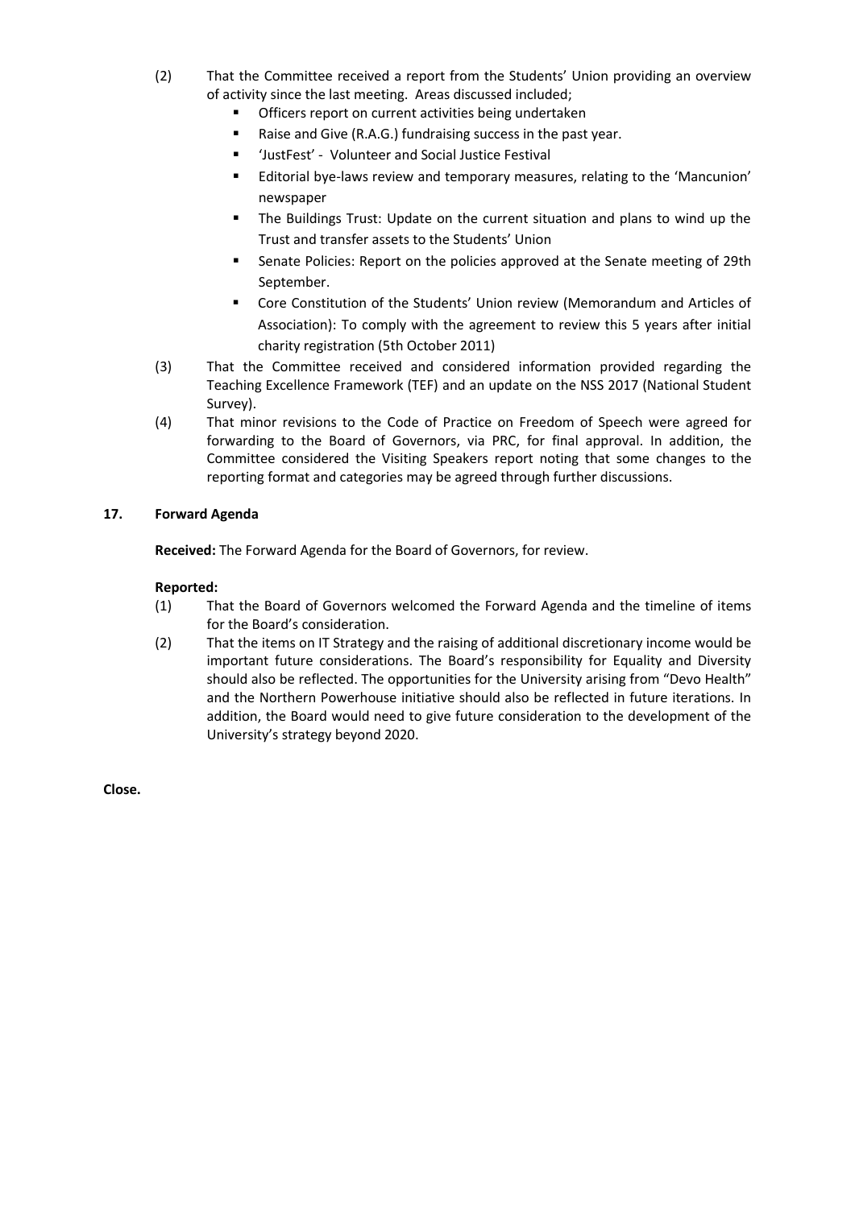(2) That the Committee received a report from the Students' Union providing an overview of activity since the last meeting. Areas discussed included;

- Officers report on current activities being undertaken
- Raise and Give (R.A.G.) fundraising success in the past year.
- 'JustFest' - Volunteer and Social Justice Festival
- Editorial bye-laws review and temporary measures, relating to the 'Mancunion' newspaper
- The Buildings Trust: Update on the current situation and plans to wind up the Trust and transfer assets to the Students' Union
- Senate Policies: Report on the policies approved at the Senate meeting of 29th September.
- Core Constitution of the Students' Union review (Memorandum and Articles of Association): To comply with the agreement to review this 5 years after initial charity registration (5th October 2011)

(3) That the Committee received and considered information provided regarding the Teaching Excellence Framework (TEF) and an update on the NSS 2017 (National Student Survey).

(4) That minor revisions to the Code of Practice on Freedom of Speech were agreed for forwarding to the Board of Governors, via PRC, for final approval. In addition, the Committee considered the Visiting Speakers report noting that some changes to the reporting format and categories may be agreed through further discussions.

**17. Forward Agenda**

**Received:** The Forward Agenda for the Board of Governors, for review.

**Reported:**

(1) That the Board of Governors welcomed the Forward Agenda and the timeline of items for the Board's consideration.

(2) That the items on IT Strategy and the raising of additional discretionary income would be important future considerations. The Board's responsibility for Equality and Diversity should also be reflected. The opportunities for the University arising from "Devo Health" and the Northern Powerhouse initiative should also be reflected in future iterations. In addition, the Board would need to give future consideration to the development of the University's strategy beyond 2020.

**Close.**